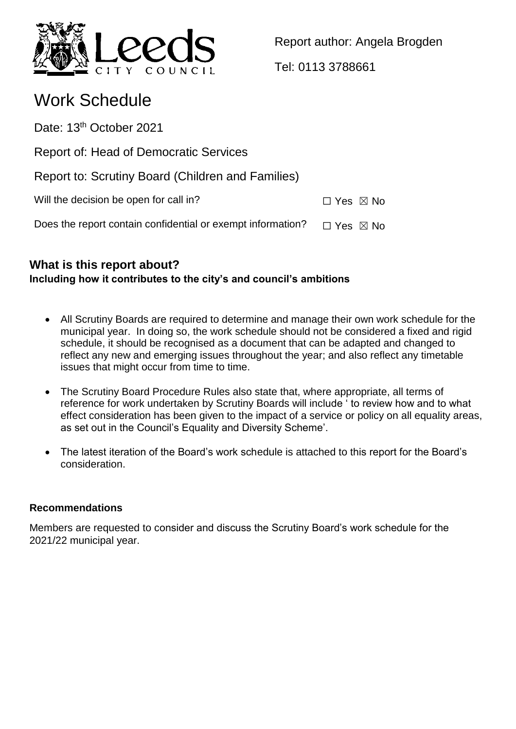Report author: Angela Brogden

Tel: 0113 3788661

# Work Schedule

Date: 13th October 2021

Report of: Head of Democratic Services

Report to: Scrutiny Board (Children and Families)

Will the decision be open for call in? ☐ Yes ☒ No

Does the report contain confidential or exempt information? ☐ Yes ☒ No

## What is this report about?

**Including how it contributes to the city's and council's ambitions**

- All Scrutiny Boards are required to determine and manage their own work schedule for the municipal year. In doing so, the work schedule should not be considered a fixed and rigid schedule, it should be recognised as a document that can be adapted and changed to reflect any new and emerging issues throughout the year; and also reflect any timetable issues that might occur from time to time.
- The Scrutiny Board Procedure Rules also state that, where appropriate, all terms of reference for work undertaken by Scrutiny Boards will include ' to review how and to what effect consideration has been given to the impact of a service or policy on all equality areas, as set out in the Council's Equality and Diversity Scheme'.
- The latest iteration of the Board's work schedule is attached to this report for the Board's consideration.

**Recommendations**

Members are requested to consider and discuss the Scrutiny Board's work schedule for the 2021/22 municipal year.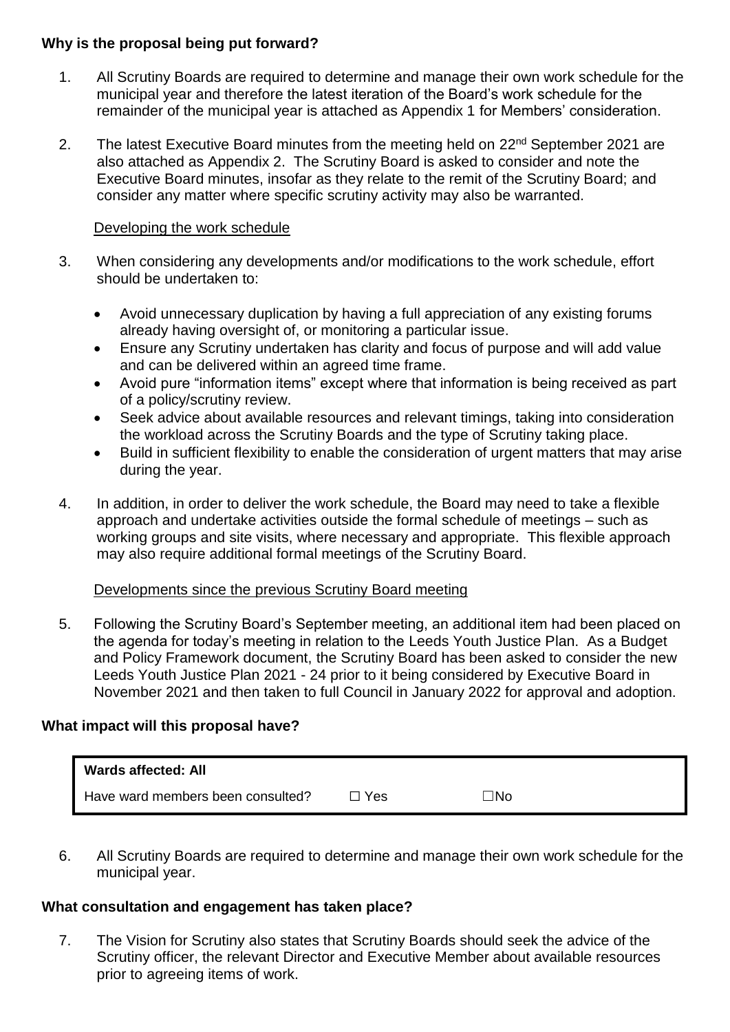**Why is the proposal being put forward?**

1. All Scrutiny Boards are required to determine and manage their own work schedule for the municipal year and therefore the latest iteration of the Board's work schedule for the remainder of the municipal year is attached as Appendix 1 for Members' consideration.

2. The latest Executive Board minutes from the meeting held on 22nd September 2021 are also attached as Appendix 2. The Scrutiny Board is asked to consider and note the Executive Board minutes, insofar as they relate to the remit of the Scrutiny Board; and consider any matter where specific scrutiny activity may also be warranted.

Developing the work schedule

3. When considering any developments and/or modifications to the work schedule, effort should be undertaken to:

   - Avoid unnecessary duplication by having a full appreciation of any existing forums already having oversight of, or monitoring a particular issue.
   - Ensure any Scrutiny undertaken has clarity and focus of purpose and will add value and can be delivered within an agreed time frame.
   - Avoid pure "information items" except where that information is being received as part of a policy/scrutiny review.
   - Seek advice about available resources and relevant timings, taking into consideration the workload across the Scrutiny Boards and the type of Scrutiny taking place.
   - Build in sufficient flexibility to enable the consideration of urgent matters that may arise during the year.

4. In addition, in order to deliver the work schedule, the Board may need to take a flexible approach and undertake activities outside the formal schedule of meetings – such as working groups and site visits, where necessary and appropriate. This flexible approach may also require additional formal meetings of the Scrutiny Board.

Developments since the previous Scrutiny Board meeting

5. Following the Scrutiny Board's September meeting, an additional item had been placed on the agenda for today's meeting in relation to the Leeds Youth Justice Plan. As a Budget and Policy Framework document, the Scrutiny Board has been asked to consider the new Leeds Youth Justice Plan 2021 - 24 prior to it being considered by Executive Board in November 2021 and then taken to full Council in January 2022 for approval and adoption.

**What impact will this proposal have?**

| **Wards affected: All** | | |
|---|---|---|
| Have ward members been consulted? | ☐ Yes | ☐No |

6. All Scrutiny Boards are required to determine and manage their own work schedule for the municipal year.

**What consultation and engagement has taken place?**

7. The Vision for Scrutiny also states that Scrutiny Boards should seek the advice of the Scrutiny officer, the relevant Director and Executive Member about available resources prior to agreeing items of work.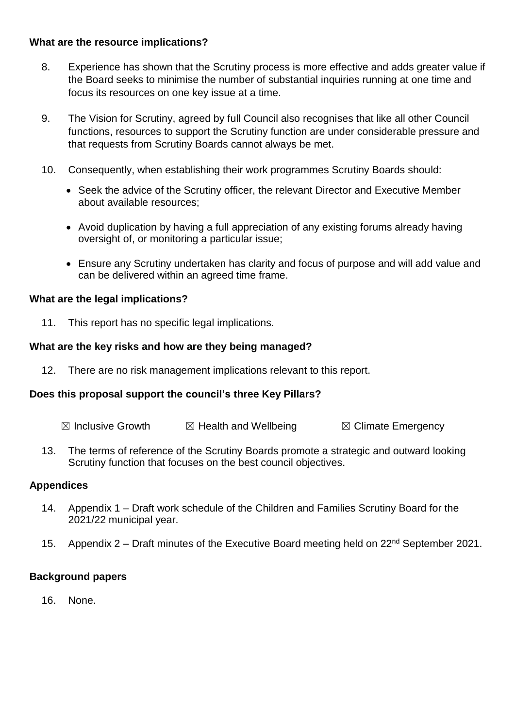**What are the resource implications?**

8. Experience has shown that the Scrutiny process is more effective and adds greater value if the Board seeks to minimise the number of substantial inquiries running at one time and focus its resources on one key issue at a time.

9. The Vision for Scrutiny, agreed by full Council also recognises that like all other Council functions, resources to support the Scrutiny function are under considerable pressure and that requests from Scrutiny Boards cannot always be met.

10. Consequently, when establishing their work programmes Scrutiny Boards should:

    - Seek the advice of the Scrutiny officer, the relevant Director and Executive Member about available resources;
    - Avoid duplication by having a full appreciation of any existing forums already having oversight of, or monitoring a particular issue;
    - Ensure any Scrutiny undertaken has clarity and focus of purpose and will add value and can be delivered within an agreed time frame.

**What are the legal implications?**

11. This report has no specific legal implications.

**What are the key risks and how are they being managed?**

12. There are no risk management implications relevant to this report.

**Does this proposal support the council's three Key Pillars?**

☒ Inclusive Growth ☒ Health and Wellbeing ☒ Climate Emergency

13. The terms of reference of the Scrutiny Boards promote a strategic and outward looking Scrutiny function that focuses on the best council objectives.

**Appendices**

14. Appendix 1 – Draft work schedule of the Children and Families Scrutiny Board for the 2021/22 municipal year.

15. Appendix 2 – Draft minutes of the Executive Board meeting held on 22nd September 2021.

**Background papers**

16. None.